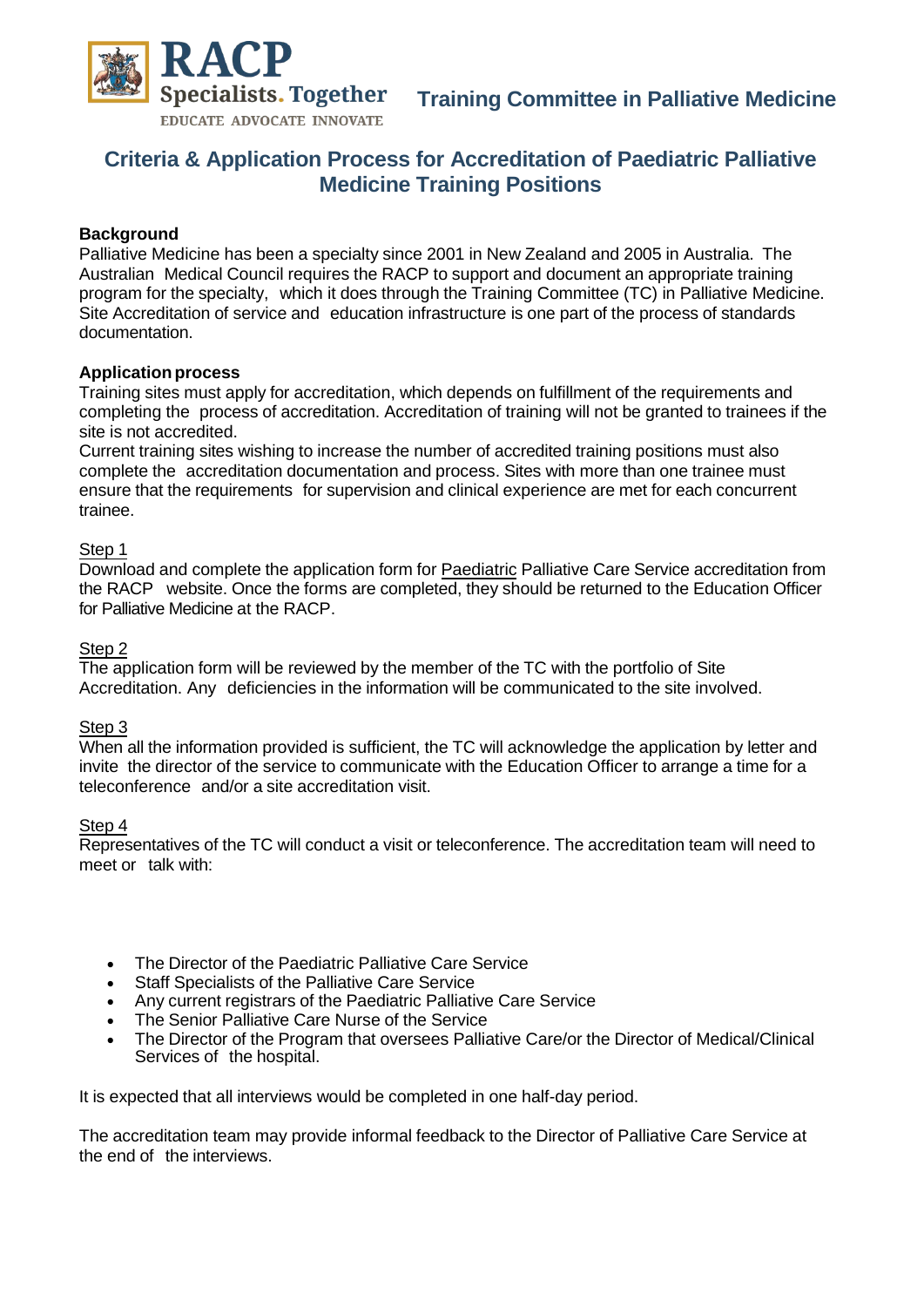RACP Specialists. Together
EDUCATE ADVOCATE INNOVATE

**Training Committee in Palliative Medicine**

# Criteria & Application Process for Accreditation of Paediatric Palliative Medicine Training Positions

**Background**

Palliative Medicine has been a specialty since 2001 in New Zealand and 2005 in Australia. The Australian Medical Council requires the RACP to support and document an appropriate training program for the specialty, which it does through the Training Committee (TC) in Palliative Medicine. Site Accreditation of service and education infrastructure is one part of the process of standards documentation.

**Application process**

Training sites must apply for accreditation, which depends on fulfillment of the requirements and completing the process of accreditation. Accreditation of training will not be granted to trainees if the site is not accredited.

Current training sites wishing to increase the number of accredited training positions must also complete the accreditation documentation and process. Sites with more than one trainee must ensure that the requirements for supervision and clinical experience are met for each concurrent trainee.

Step 1

Download and complete the application form for Paediatric Palliative Care Service accreditation from the RACP website. Once the forms are completed, they should be returned to the Education Officer for Palliative Medicine at the RACP.

Step 2

The application form will be reviewed by the member of the TC with the portfolio of Site Accreditation. Any deficiencies in the information will be communicated to the site involved.

Step 3

When all the information provided is sufficient, the TC will acknowledge the application by letter and invite the director of the service to communicate with the Education Officer to arrange a time for a teleconference and/or a site accreditation visit.

Step 4

Representatives of the TC will conduct a visit or teleconference. The accreditation team will need to meet or talk with:

- The Director of the Paediatric Palliative Care Service
- Staff Specialists of the Palliative Care Service
- Any current registrars of the Paediatric Palliative Care Service
- The Senior Palliative Care Nurse of the Service
- The Director of the Program that oversees Palliative Care/or the Director of Medical/Clinical Services of the hospital.

It is expected that all interviews would be completed in one half-day period.

The accreditation team may provide informal feedback to the Director of Palliative Care Service at the end of the interviews.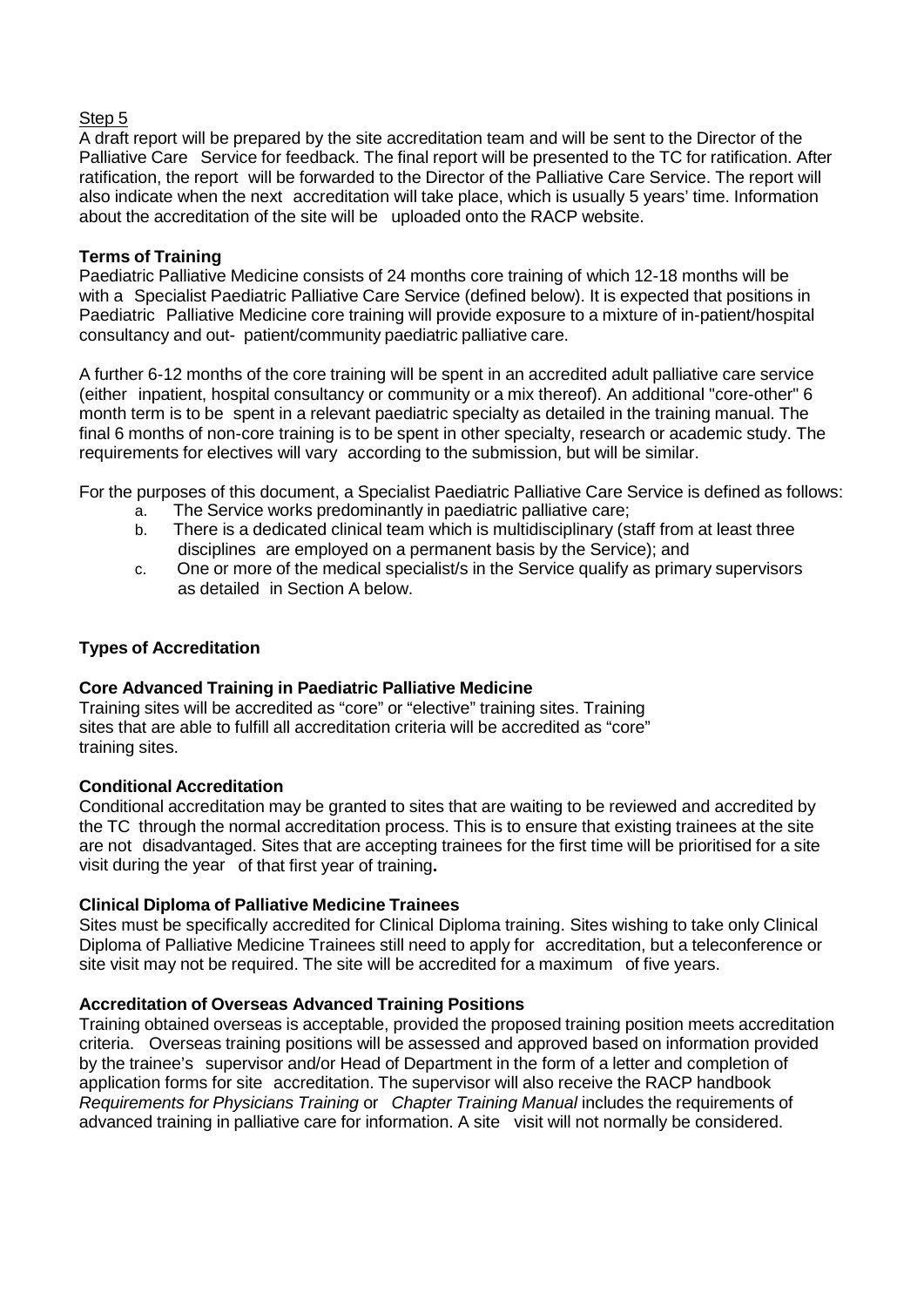Step 5

A draft report will be prepared by the site accreditation team and will be sent to the Director of the Palliative Care Service for feedback. The final report will be presented to the TC for ratification. After ratification, the report will be forwarded to the Director of the Palliative Care Service. The report will also indicate when the next accreditation will take place, which is usually 5 years' time. Information about the accreditation of the site will be uploaded onto the RACP website.

**Terms of Training**

Paediatric Palliative Medicine consists of 24 months core training of which 12-18 months will be with a Specialist Paediatric Palliative Care Service (defined below). It is expected that positions in Paediatric Palliative Medicine core training will provide exposure to a mixture of in-patient/hospital consultancy and out- patient/community paediatric palliative care.

A further 6-12 months of the core training will be spent in an accredited adult palliative care service (either inpatient, hospital consultancy or community or a mix thereof). An additional "core-other" 6 month term is to be spent in a relevant paediatric specialty as detailed in the training manual. The final 6 months of non-core training is to be spent in other specialty, research or academic study. The requirements for electives will vary according to the submission, but will be similar.

For the purposes of this document, a Specialist Paediatric Palliative Care Service is defined as follows:

a. The Service works predominantly in paediatric palliative care;
b. There is a dedicated clinical team which is multidisciplinary (staff from at least three disciplines are employed on a permanent basis by the Service); and
c. One or more of the medical specialist/s in the Service qualify as primary supervisors as detailed in Section A below.

**Types of Accreditation**

**Core Advanced Training in Paediatric Palliative Medicine**

Training sites will be accredited as "core" or "elective" training sites. Training sites that are able to fulfill all accreditation criteria will be accredited as "core" training sites.

**Conditional Accreditation**

Conditional accreditation may be granted to sites that are waiting to be reviewed and accredited by the TC through the normal accreditation process. This is to ensure that existing trainees at the site are not disadvantaged. Sites that are accepting trainees for the first time will be prioritised for a site visit during the year of that first year of training**.**

**Clinical Diploma of Palliative Medicine Trainees**

Sites must be specifically accredited for Clinical Diploma training. Sites wishing to take only Clinical Diploma of Palliative Medicine Trainees still need to apply for accreditation, but a teleconference or site visit may not be required. The site will be accredited for a maximum of five years.

**Accreditation of Overseas Advanced Training Positions**

Training obtained overseas is acceptable, provided the proposed training position meets accreditation criteria. Overseas training positions will be assessed and approved based on information provided by the trainee's supervisor and/or Head of Department in the form of a letter and completion of application forms for site accreditation. The supervisor will also receive the RACP handbook *Requirements for Physicians Training* or *Chapter Training Manual* includes the requirements of advanced training in palliative care for information. A site visit will not normally be considered.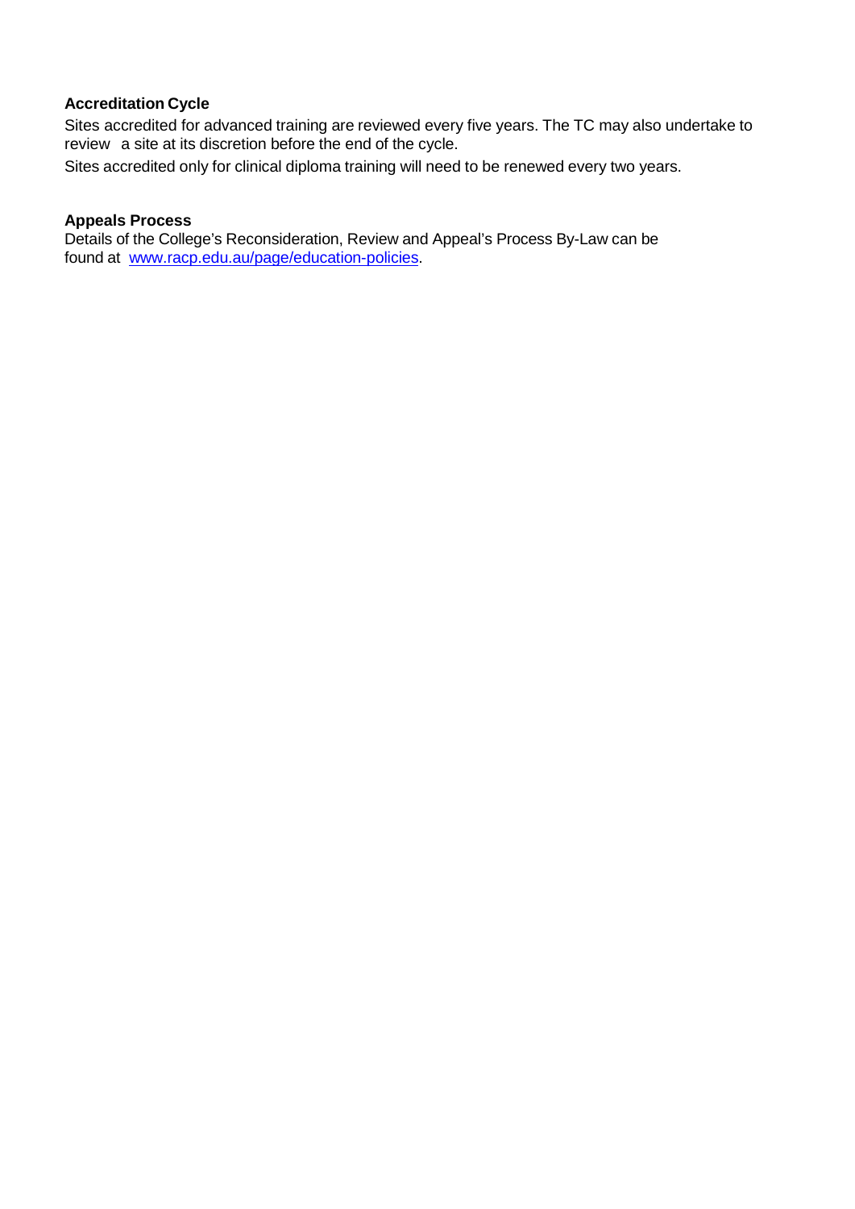**Accreditation Cycle**

Sites accredited for advanced training are reviewed every five years. The TC may also undertake to review a site at its discretion before the end of the cycle.

Sites accredited only for clinical diploma training will need to be renewed every two years.

**Appeals Process**

Details of the College's Reconsideration, Review and Appeal's Process By-Law can be found at [www.racp.edu.au/page/education-policies](http://www.racp.edu.au/page/education-policies).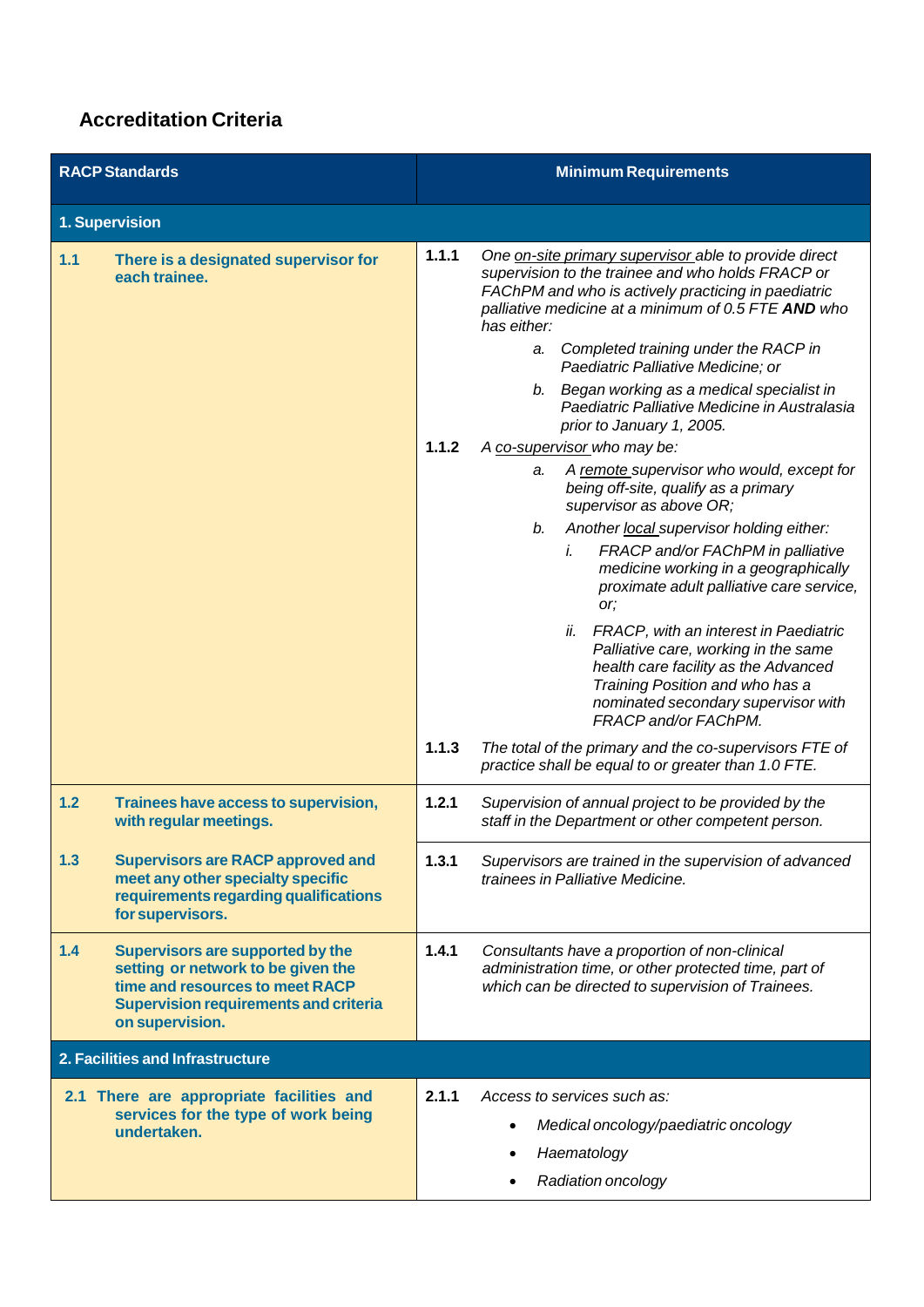## Accreditation Criteria

| RACP Standards | | Minimum Requirements | |
|---|---|---|---|
| **1. Supervision** | | | |
| **1.1** | **There is a designated supervisor for each trainee.** | **1.1.1** | *One on-site primary supervisor able to provide direct supervision to the trainee and who holds FRACP or FAChPM and who is actively practicing in paediatric palliative medicine at a minimum of 0.5 FTE **AND** who has either:*<br>*a. Completed training under the RACP in Paediatric Palliative Medicine; or*<br>*b. Began working as a medical specialist in Paediatric Palliative Medicine in Australasia prior to January 1, 2005.* |
| | | **1.1.2** | *A co-supervisor who may be:*<br>*a. A remote supervisor who would, except for being off-site, qualify as a primary supervisor as above OR;*<br>*b. Another local supervisor holding either:*<br>*i. FRACP and/or FAChPM in palliative medicine working in a geographically proximate adult palliative care service, or;*<br>*ii. FRACP, with an interest in Paediatric Palliative care, working in the same health care facility as the Advanced Training Position and who has a nominated secondary supervisor with FRACP and/or FAChPM.* |
| | | **1.1.3** | *The total of the primary and the co-supervisors FTE of practice shall be equal to or greater than 1.0 FTE.* |
| **1.2** | **Trainees have access to supervision, with regular meetings.** | **1.2.1** | *Supervision of annual project to be provided by the staff in the Department or other competent person.* |
| **1.3** | **Supervisors are RACP approved and meet any other specialty specific requirements regarding qualifications for supervisors.** | **1.3.1** | *Supervisors are trained in the supervision of advanced trainees in Palliative Medicine.* |
| **1.4** | **Supervisors are supported by the setting or network to be given the time and resources to meet RACP Supervision requirements and criteria on supervision.** | **1.4.1** | *Consultants have a proportion of non-clinical administration time, or other protected time, part of which can be directed to supervision of Trainees.* |
| **2. Facilities and Infrastructure** | | | |
| **2.1** | **There are appropriate facilities and services for the type of work being undertaken.** | **2.1.1** | *Access to services such as:*<br>• *Medical oncology/paediatric oncology*<br>• *Haematology*<br>• *Radiation oncology* |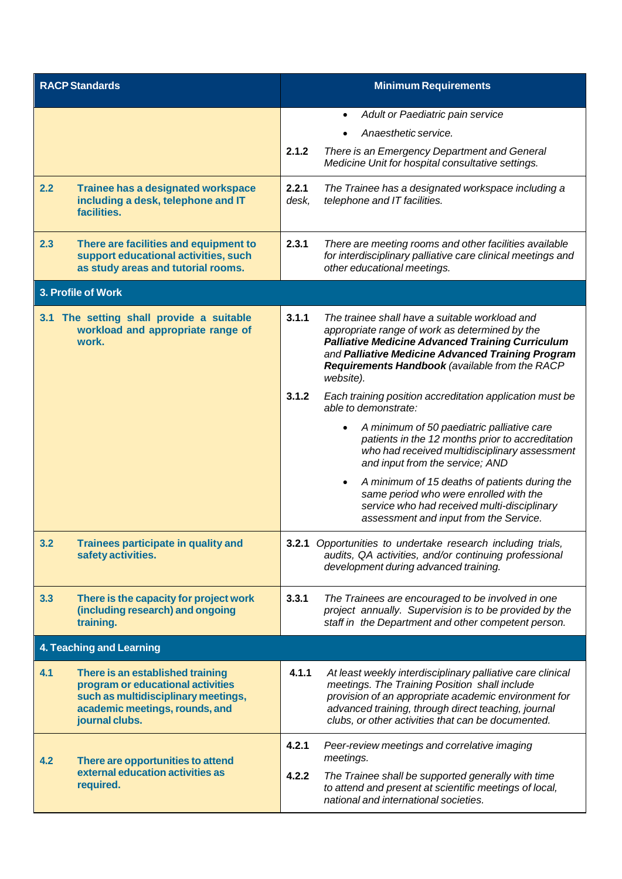| RACP Standards | Minimum Requirements |
|---|---|
| | • *Adult or Paediatric pain service*<br>• *Anaesthetic service.*<br>**2.1.2** *There is an Emergency Department and General Medicine Unit for hospital consultative settings.* |
| **2.2 Trainee has a designated workspace including a desk, telephone and IT facilities.** | **2.2.1** *The Trainee has a designated workspace including a desk, telephone and IT facilities.* |
| **2.3 There are facilities and equipment to support educational activities, such as study areas and tutorial rooms.** | **2.3.1** *There are meeting rooms and other facilities available for interdisciplinary palliative care clinical meetings and other educational meetings.* |
| **3. Profile of Work** | |
| **3.1 The setting shall provide a suitable workload and appropriate range of work.** | **3.1.1** *The trainee shall have a suitable workload and appropriate range of work as determined by the **Palliative Medicine Advanced Training Curriculum** and **Palliative Medicine Advanced Training Program Requirements Handbook** (available from the RACP website).*<br>**3.1.2** *Each training position accreditation application must be able to demonstrate:*<br>• *A minimum of 50 paediatric palliative care patients in the 12 months prior to accreditation who had received multidisciplinary assessment and input from the service; AND*<br>• *A minimum of 15 deaths of patients during the same period who were enrolled with the service who had received multi-disciplinary assessment and input from the Service.* |
| **3.2 Trainees participate in quality and safety activities.** | **3.2.1** *Opportunities to undertake research including trials, audits, QA activities, and/or continuing professional development during advanced training.* |
| **3.3 There is the capacity for project work (including research) and ongoing training.** | **3.3.1** *The Trainees are encouraged to be involved in one project annually. Supervision is to be provided by the staff in the Department and other competent person.* |
| **4. Teaching and Learning** | |
| **4.1 There is an established training program or educational activities such as multidisciplinary meetings, academic meetings, rounds, and journal clubs.** | **4.1.1** *At least weekly interdisciplinary palliative care clinical meetings. The Training Position shall include provision of an appropriate academic environment for advanced training, through direct teaching, journal clubs, or other activities that can be documented.* |
| **4.2 There are opportunities to attend external education activities as required.** | **4.2.1** *Peer-review meetings and correlative imaging meetings.*<br>**4.2.2** *The Trainee shall be supported generally with time to attend and present at scientific meetings of local, national and international societies.* |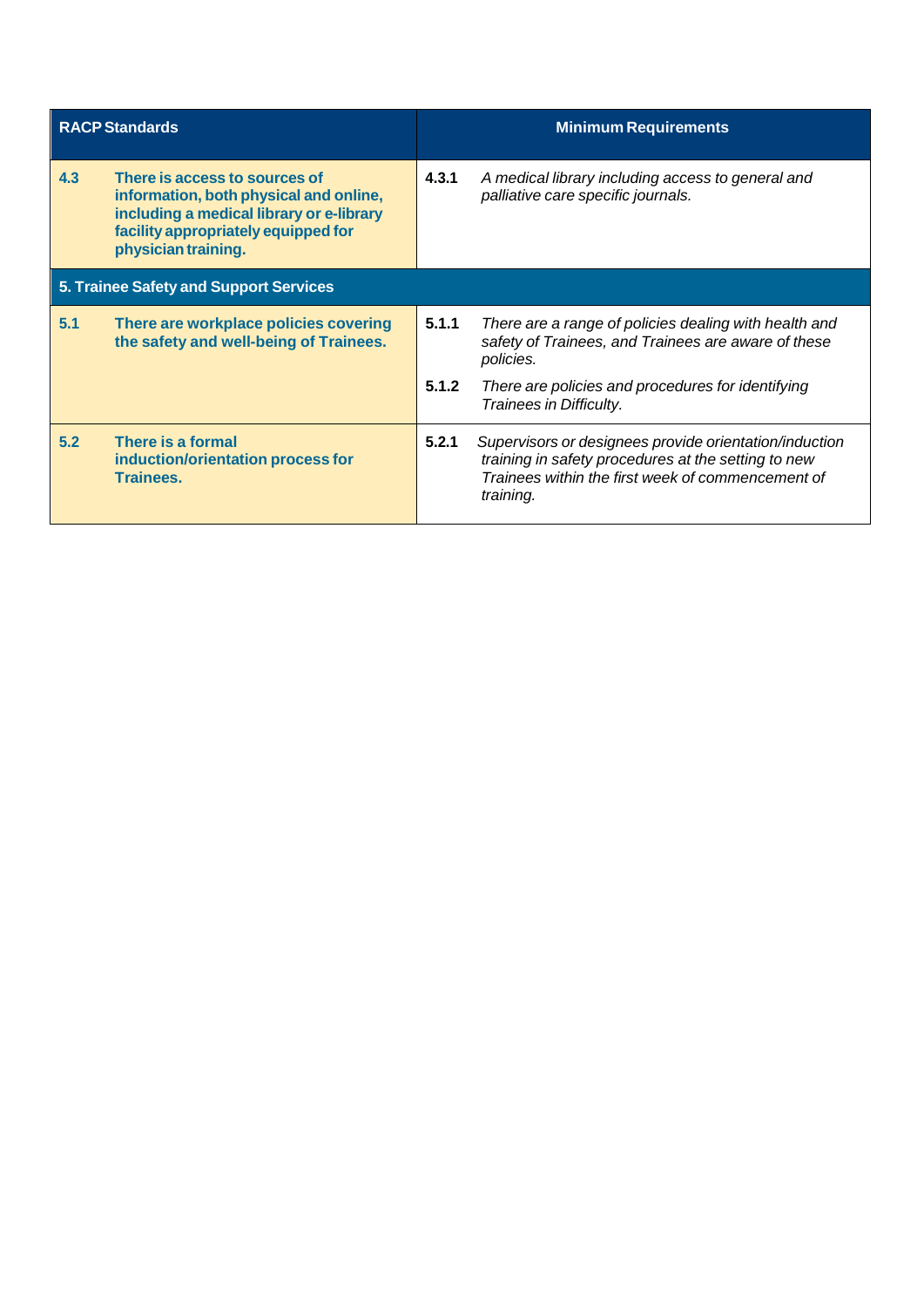| RACP Standards | | Minimum Requirements | |
| --- | --- | --- | --- |
| **4.3** | **There is access to sources of information, both physical and online, including a medical library or e-library facility appropriately equipped for physician training.** | **4.3.1** | *A medical library including access to general and palliative care specific journals.* |
| **5. Trainee Safety and Support Services** | | | |
| **5.1** | **There are workplace policies covering the safety and well-being of Trainees.** | **5.1.1** | *There are a range of policies dealing with health and safety of Trainees, and Trainees are aware of these policies.* |
| | | **5.1.2** | *There are policies and procedures for identifying Trainees in Difficulty.* |
| **5.2** | **There is a formal induction/orientation process for Trainees.** | **5.2.1** | *Supervisors or designees provide orientation/induction training in safety procedures at the setting to new Trainees within the first week of commencement of training.* |